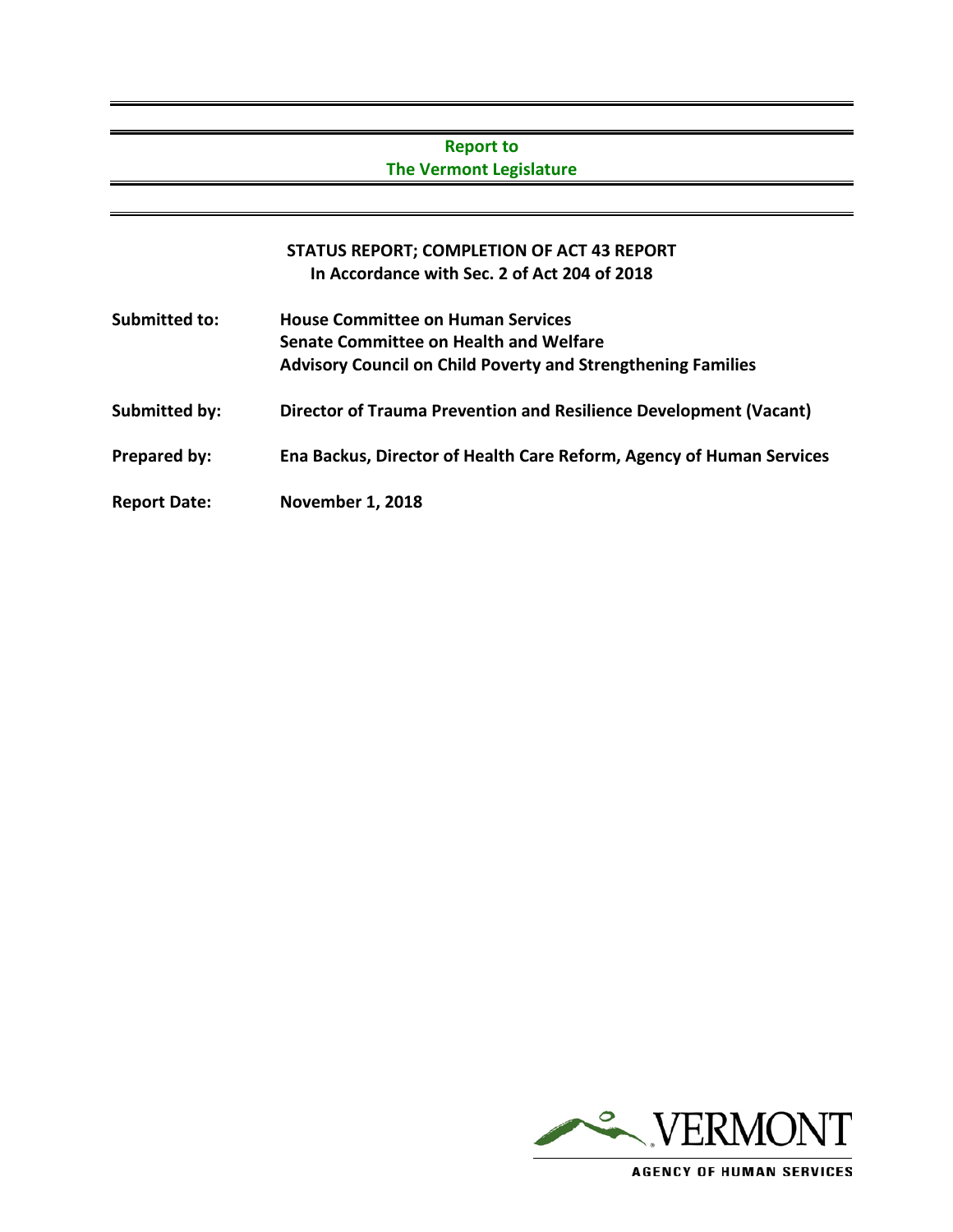**Report to**
**The Vermont Legislature**

# STATUS REPORT; COMPLETION OF ACT 43 REPORT
**In Accordance with Sec. 2 of Act 204 of 2018**

| | |
|---|---|
| **Submitted to:** | **House Committee on Human Services**<br>**Senate Committee on Health and Welfare**<br>**Advisory Council on Child Poverty and Strengthening Families** |
| **Submitted by:** | **Director of Trauma Prevention and Resilience Development (Vacant)** |
| **Prepared by:** | **Ena Backus, Director of Health Care Reform, Agency of Human Services** |
| **Report Date:** | **November 1, 2018** |

VERMONT
AGENCY OF HUMAN SERVICES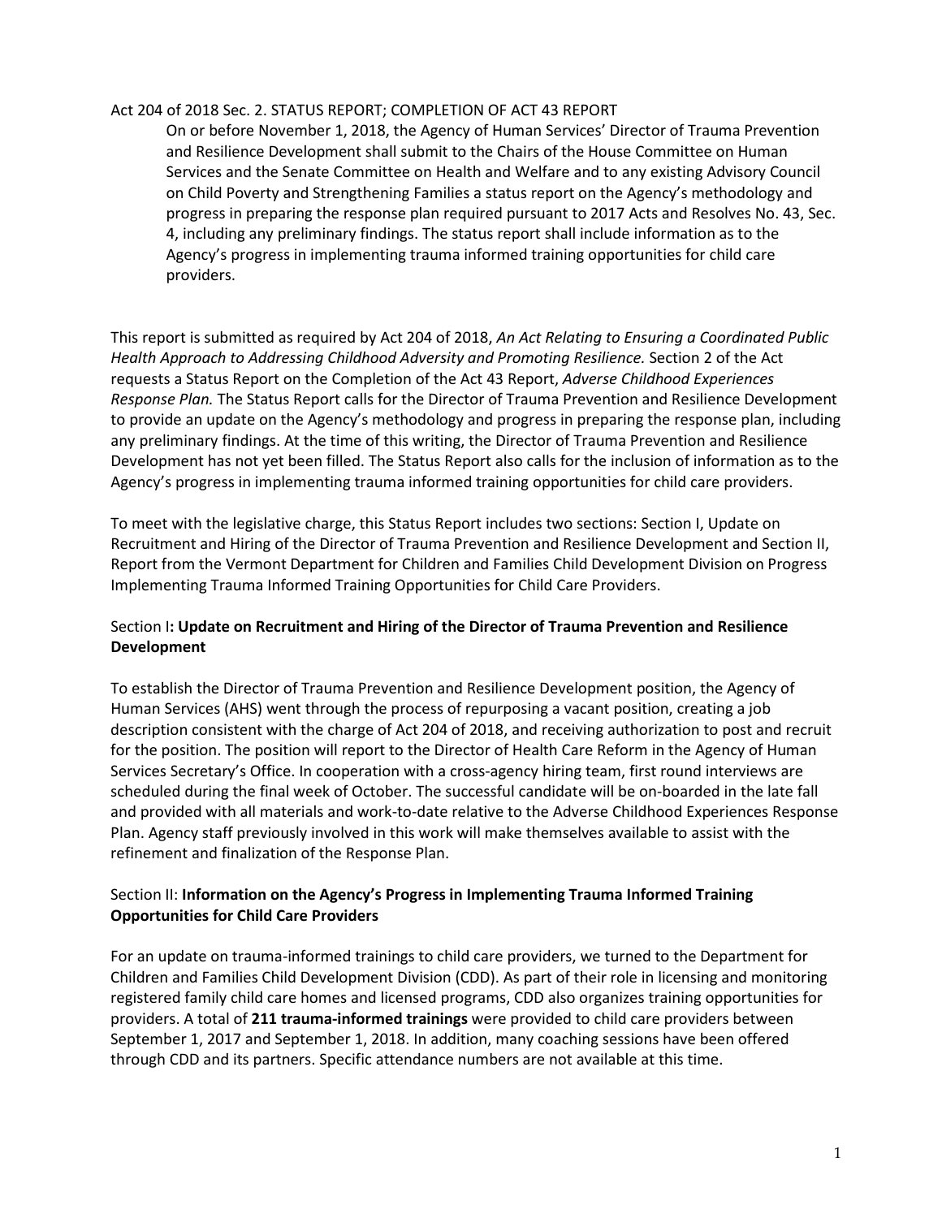Act 204 of 2018 Sec. 2. STATUS REPORT; COMPLETION OF ACT 43 REPORT

> On or before November 1, 2018, the Agency of Human Services' Director of Trauma Prevention and Resilience Development shall submit to the Chairs of the House Committee on Human Services and the Senate Committee on Health and Welfare and to any existing Advisory Council on Child Poverty and Strengthening Families a status report on the Agency's methodology and progress in preparing the response plan required pursuant to 2017 Acts and Resolves No. 43, Sec. 4, including any preliminary findings. The status report shall include information as to the Agency's progress in implementing trauma informed training opportunities for child care providers.

This report is submitted as required by Act 204 of 2018, *An Act Relating to Ensuring a Coordinated Public Health Approach to Addressing Childhood Adversity and Promoting Resilience.* Section 2 of the Act requests a Status Report on the Completion of the Act 43 Report, *Adverse Childhood Experiences Response Plan.* The Status Report calls for the Director of Trauma Prevention and Resilience Development to provide an update on the Agency's methodology and progress in preparing the response plan, including any preliminary findings. At the time of this writing, the Director of Trauma Prevention and Resilience Development has not yet been filled. The Status Report also calls for the inclusion of information as to the Agency's progress in implementing trauma informed training opportunities for child care providers.

To meet with the legislative charge, this Status Report includes two sections: Section I, Update on Recruitment and Hiring of the Director of Trauma Prevention and Resilience Development and Section II, Report from the Vermont Department for Children and Families Child Development Division on Progress Implementing Trauma Informed Training Opportunities for Child Care Providers.

## Section I**: Update on Recruitment and Hiring of the Director of Trauma Prevention and Resilience Development**

To establish the Director of Trauma Prevention and Resilience Development position, the Agency of Human Services (AHS) went through the process of repurposing a vacant position, creating a job description consistent with the charge of Act 204 of 2018, and receiving authorization to post and recruit for the position. The position will report to the Director of Health Care Reform in the Agency of Human Services Secretary's Office. In cooperation with a cross-agency hiring team, first round interviews are scheduled during the final week of October. The successful candidate will be on-boarded in the late fall and provided with all materials and work-to-date relative to the Adverse Childhood Experiences Response Plan. Agency staff previously involved in this work will make themselves available to assist with the refinement and finalization of the Response Plan.

## Section II: **Information on the Agency's Progress in Implementing Trauma Informed Training Opportunities for Child Care Providers**

For an update on trauma-informed trainings to child care providers, we turned to the Department for Children and Families Child Development Division (CDD). As part of their role in licensing and monitoring registered family child care homes and licensed programs, CDD also organizes training opportunities for providers. A total of **211 trauma-informed trainings** were provided to child care providers between September 1, 2017 and September 1, 2018. In addition, many coaching sessions have been offered through CDD and its partners. Specific attendance numbers are not available at this time.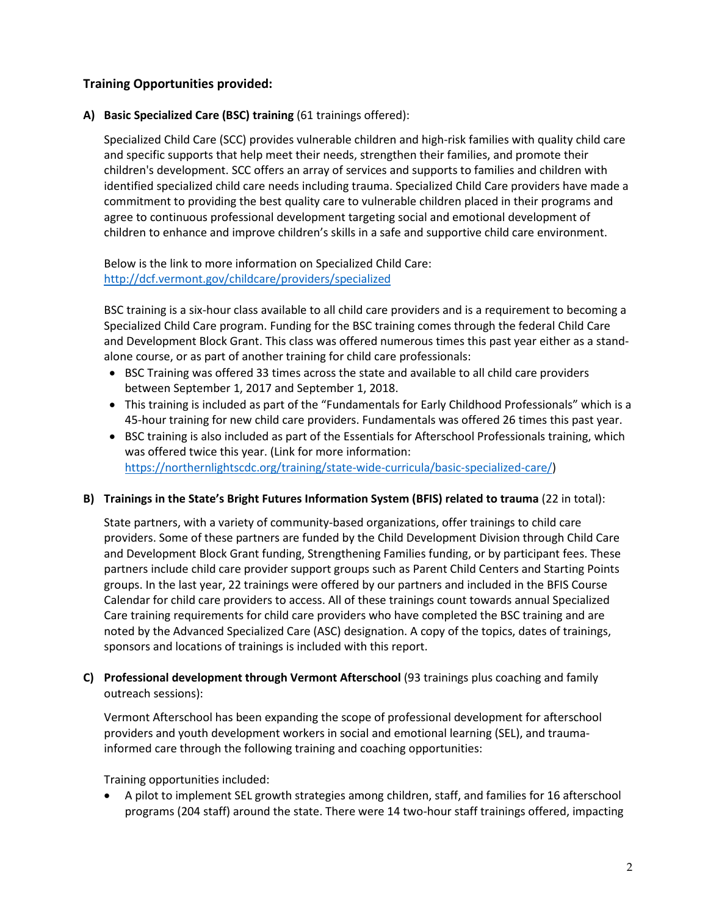## Training Opportunities provided:

**A) Basic Specialized Care (BSC) training** (61 trainings offered):

Specialized Child Care (SCC) provides vulnerable children and high-risk families with quality child care and specific supports that help meet their needs, strengthen their families, and promote their children's development. SCC offers an array of services and supports to families and children with identified specialized child care needs including trauma. Specialized Child Care providers have made a commitment to providing the best quality care to vulnerable children placed in their programs and agree to continuous professional development targeting social and emotional development of children to enhance and improve children's skills in a safe and supportive child care environment.

Below is the link to more information on Specialized Child Care: http://dcf.vermont.gov/childcare/providers/specialized

BSC training is a six-hour class available to all child care providers and is a requirement to becoming a Specialized Child Care program. Funding for the BSC training comes through the federal Child Care and Development Block Grant. This class was offered numerous times this past year either as a stand-alone course, or as part of another training for child care professionals:

- BSC Training was offered 33 times across the state and available to all child care providers between September 1, 2017 and September 1, 2018.
- This training is included as part of the "Fundamentals for Early Childhood Professionals" which is a 45-hour training for new child care providers. Fundamentals was offered 26 times this past year.
- BSC training is also included as part of the Essentials for Afterschool Professionals training, which was offered twice this year. (Link for more information: https://northernlightscdc.org/training/state-wide-curricula/basic-specialized-care/)

**B) Trainings in the State's Bright Futures Information System (BFIS) related to trauma** (22 in total):

State partners, with a variety of community-based organizations, offer trainings to child care providers. Some of these partners are funded by the Child Development Division through Child Care and Development Block Grant funding, Strengthening Families funding, or by participant fees. These partners include child care provider support groups such as Parent Child Centers and Starting Points groups. In the last year, 22 trainings were offered by our partners and included in the BFIS Course Calendar for child care providers to access. All of these trainings count towards annual Specialized Care training requirements for child care providers who have completed the BSC training and are noted by the Advanced Specialized Care (ASC) designation. A copy of the topics, dates of trainings, sponsors and locations of trainings is included with this report.

**C) Professional development through Vermont Afterschool** (93 trainings plus coaching and family outreach sessions):

Vermont Afterschool has been expanding the scope of professional development for afterschool providers and youth development workers in social and emotional learning (SEL), and trauma-informed care through the following training and coaching opportunities:

Training opportunities included:

- A pilot to implement SEL growth strategies among children, staff, and families for 16 afterschool programs (204 staff) around the state. There were 14 two-hour staff trainings offered, impacting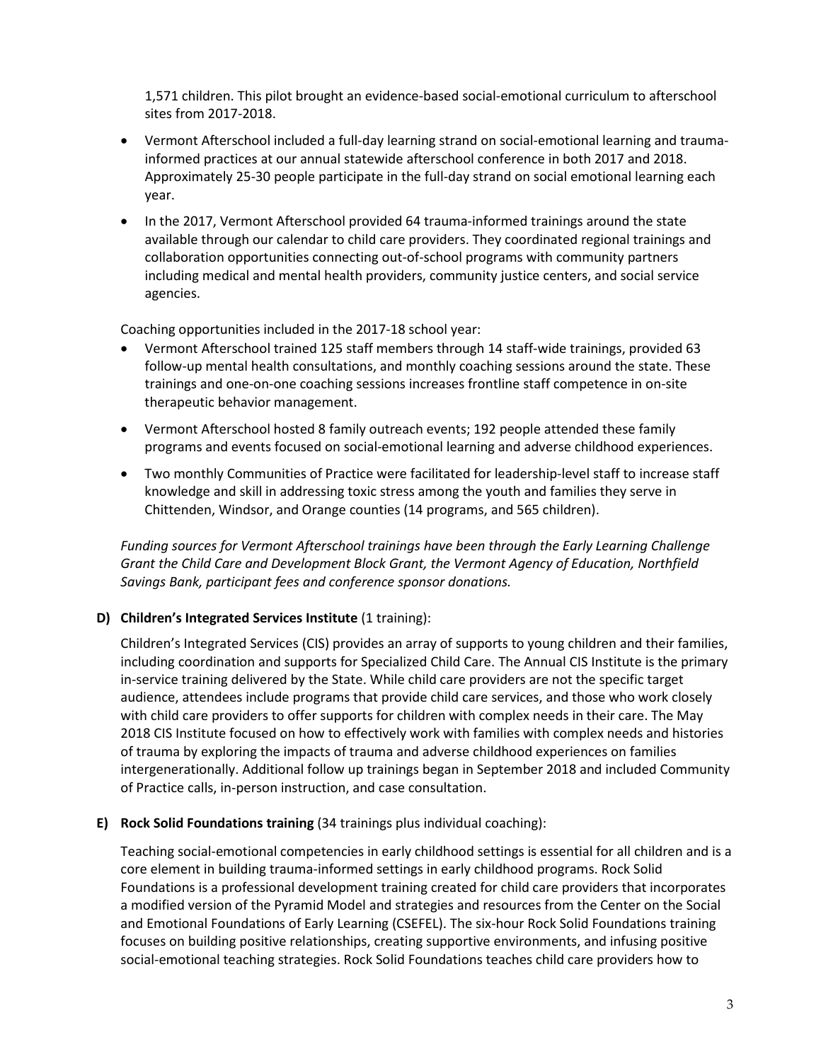1,571 children. This pilot brought an evidence-based social-emotional curriculum to afterschool sites from 2017-2018.

- Vermont Afterschool included a full-day learning strand on social-emotional learning and trauma-informed practices at our annual statewide afterschool conference in both 2017 and 2018. Approximately 25-30 people participate in the full-day strand on social emotional learning each year.
- In the 2017, Vermont Afterschool provided 64 trauma-informed trainings around the state available through our calendar to child care providers. They coordinated regional trainings and collaboration opportunities connecting out-of-school programs with community partners including medical and mental health providers, community justice centers, and social service agencies.

Coaching opportunities included in the 2017-18 school year:

- Vermont Afterschool trained 125 staff members through 14 staff-wide trainings, provided 63 follow-up mental health consultations, and monthly coaching sessions around the state. These trainings and one-on-one coaching sessions increases frontline staff competence in on-site therapeutic behavior management.
- Vermont Afterschool hosted 8 family outreach events; 192 people attended these family programs and events focused on social-emotional learning and adverse childhood experiences.
- Two monthly Communities of Practice were facilitated for leadership-level staff to increase staff knowledge and skill in addressing toxic stress among the youth and families they serve in Chittenden, Windsor, and Orange counties (14 programs, and 565 children).

*Funding sources for Vermont Afterschool trainings have been through the Early Learning Challenge Grant the Child Care and Development Block Grant, the Vermont Agency of Education, Northfield Savings Bank, participant fees and conference sponsor donations.*

**D) Children's Integrated Services Institute** (1 training):

Children's Integrated Services (CIS) provides an array of supports to young children and their families, including coordination and supports for Specialized Child Care. The Annual CIS Institute is the primary in-service training delivered by the State. While child care providers are not the specific target audience, attendees include programs that provide child care services, and those who work closely with child care providers to offer supports for children with complex needs in their care. The May 2018 CIS Institute focused on how to effectively work with families with complex needs and histories of trauma by exploring the impacts of trauma and adverse childhood experiences on families intergenerationally. Additional follow up trainings began in September 2018 and included Community of Practice calls, in-person instruction, and case consultation.

**E) Rock Solid Foundations training** (34 trainings plus individual coaching):

Teaching social-emotional competencies in early childhood settings is essential for all children and is a core element in building trauma-informed settings in early childhood programs. Rock Solid Foundations is a professional development training created for child care providers that incorporates a modified version of the Pyramid Model and strategies and resources from the Center on the Social and Emotional Foundations of Early Learning (CSEFEL). The six-hour Rock Solid Foundations training focuses on building positive relationships, creating supportive environments, and infusing positive social-emotional teaching strategies. Rock Solid Foundations teaches child care providers how to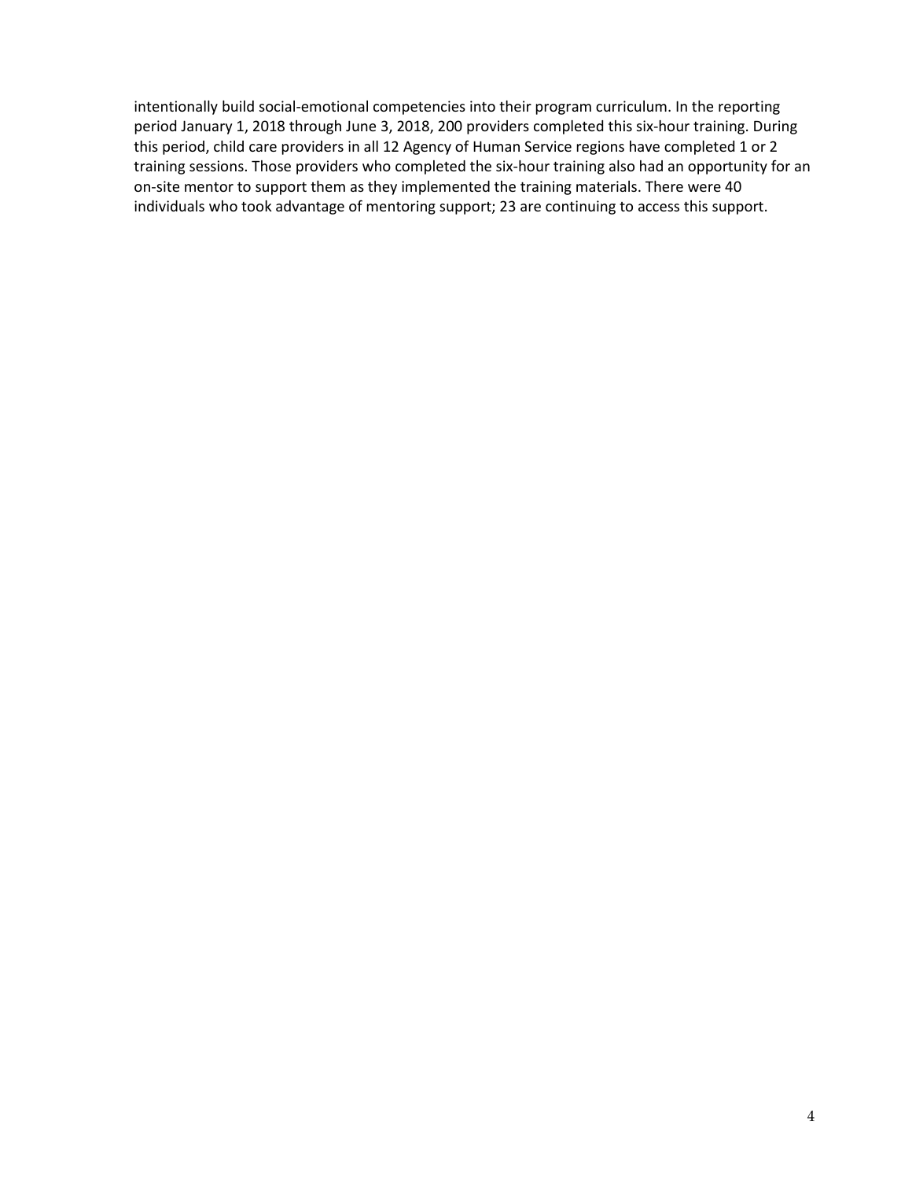intentionally build social-emotional competencies into their program curriculum. In the reporting period January 1, 2018 through June 3, 2018, 200 providers completed this six-hour training. During this period, child care providers in all 12 Agency of Human Service regions have completed 1 or 2 training sessions. Those providers who completed the six-hour training also had an opportunity for an on-site mentor to support them as they implemented the training materials. There were 40 individuals who took advantage of mentoring support; 23 are continuing to access this support.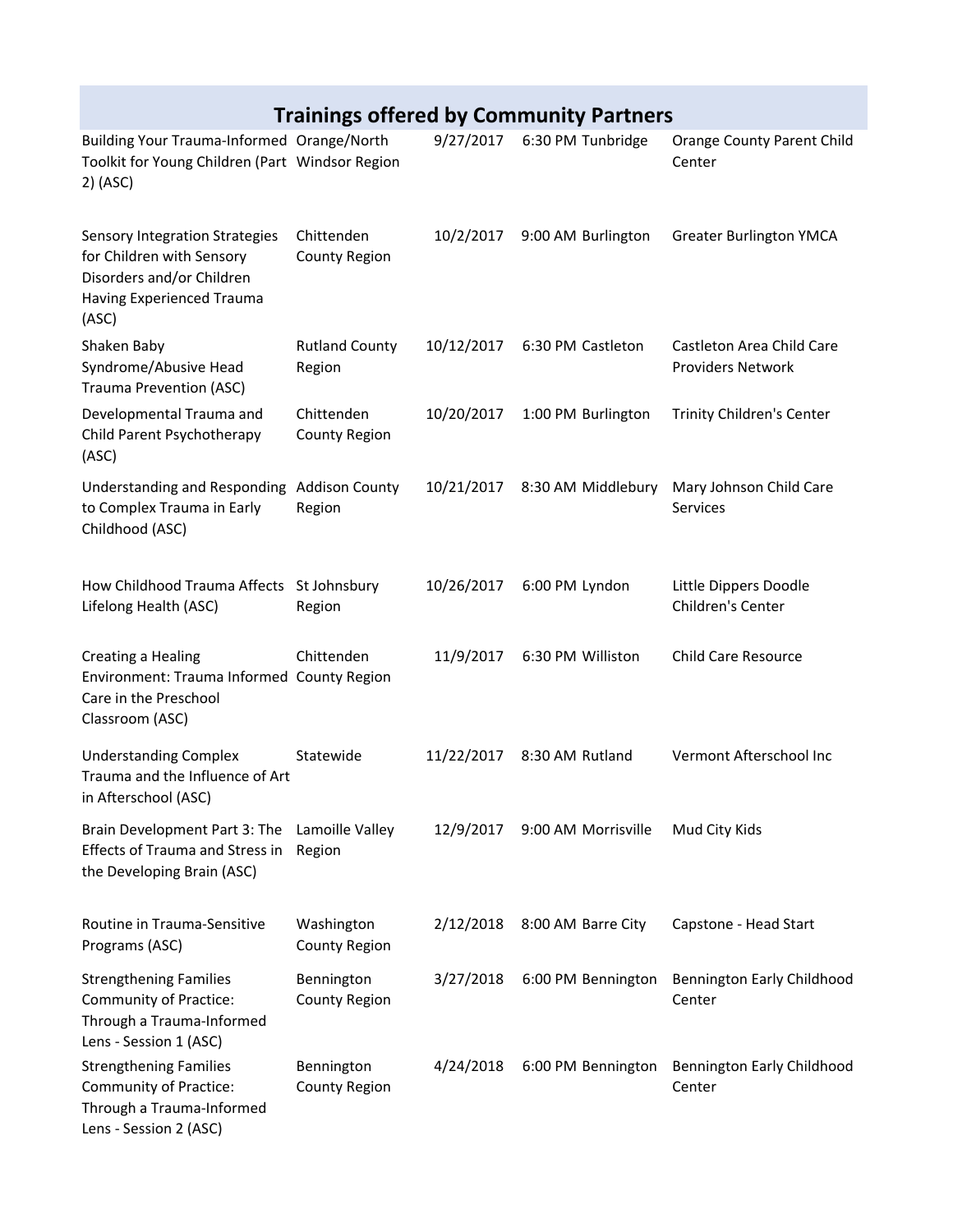## Trainings offered by Community Partners

| | | | | | |
|---|---|---|---|---|---|
| Building Your Trauma-Informed Toolkit for Young Children (Part 2) (ASC) | Orange/North Windsor Region | 9/27/2017 | 6:30 PM | Tunbridge | Orange County Parent Child Center |
| Sensory Integration Strategies for Children with Sensory Disorders and/or Children Having Experienced Trauma (ASC) | Chittenden County Region | 10/2/2017 | 9:00 AM | Burlington | Greater Burlington YMCA |
| Shaken Baby Syndrome/Abusive Head Trauma Prevention (ASC) | Rutland County Region | 10/12/2017 | 6:30 PM | Castleton | Castleton Area Child Care Providers Network |
| Developmental Trauma and Child Parent Psychotherapy (ASC) | Chittenden County Region | 10/20/2017 | 1:00 PM | Burlington | Trinity Children's Center |
| Understanding and Responding to Complex Trauma in Early Childhood (ASC) | Addison County Region | 10/21/2017 | 8:30 AM | Middlebury | Mary Johnson Child Care Services |
| How Childhood Trauma Affects Lifelong Health (ASC) | St Johnsbury Region | 10/26/2017 | 6:00 PM | Lyndon | Little Dippers Doodle Children's Center |
| Creating a Healing Environment: Trauma Informed Care in the Preschool Classroom (ASC) | Chittenden County Region | 11/9/2017 | 6:30 PM | Williston | Child Care Resource |
| Understanding Complex Trauma and the Influence of Art in Afterschool (ASC) | Statewide | 11/22/2017 | 8:30 AM | Rutland | Vermont Afterschool Inc |
| Brain Development Part 3: The Effects of Trauma and Stress in the Developing Brain (ASC) | Lamoille Valley Region | 12/9/2017 | 9:00 AM | Morrisville | Mud City Kids |
| Routine in Trauma-Sensitive Programs (ASC) | Washington County Region | 2/12/2018 | 8:00 AM | Barre City | Capstone - Head Start |
| Strengthening Families Community of Practice: Through a Trauma-Informed Lens - Session 1 (ASC) | Bennington County Region | 3/27/2018 | 6:00 PM | Bennington | Bennington Early Childhood Center |
| Strengthening Families Community of Practice: Through a Trauma-Informed Lens - Session 2 (ASC) | Bennington County Region | 4/24/2018 | 6:00 PM | Bennington | Bennington Early Childhood Center |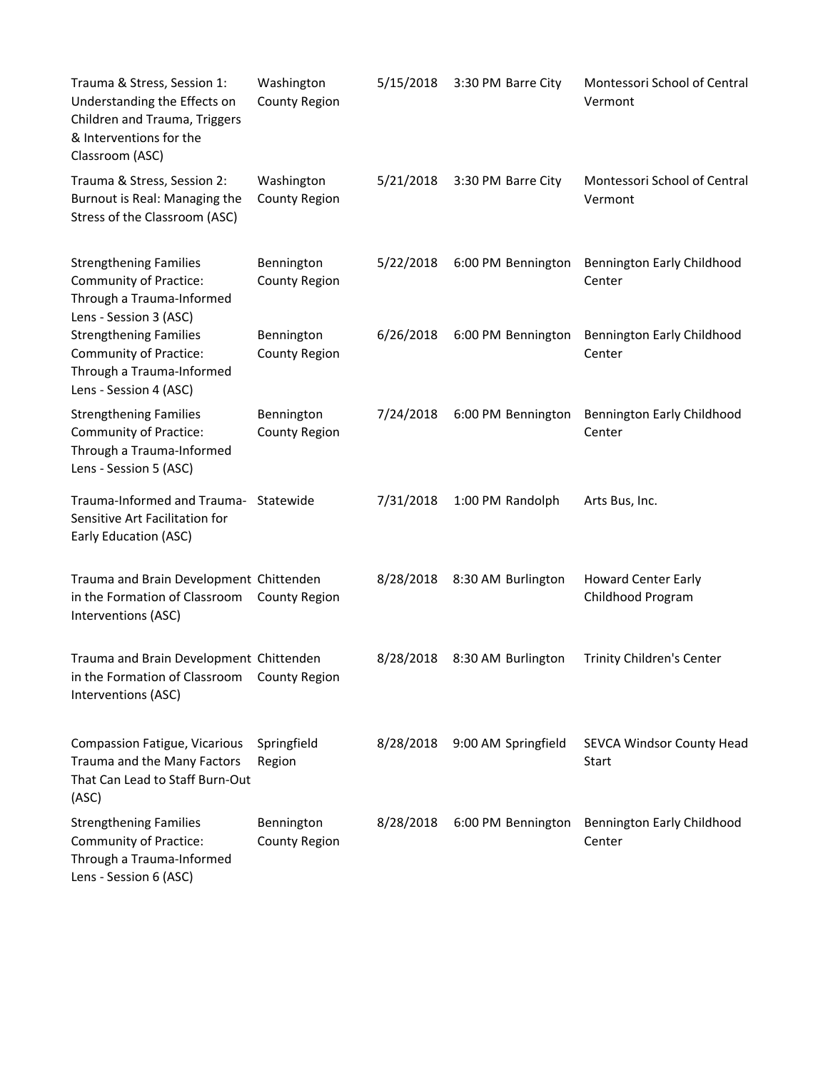| | | | | | |
|---|---|---|---|---|---|
| Trauma & Stress, Session 1: Understanding the Effects on Children and Trauma, Triggers & Interventions for the Classroom (ASC) | Washington County Region | 5/15/2018 | 3:30 PM | Barre City | Montessori School of Central Vermont |
| Trauma & Stress, Session 2: Burnout is Real: Managing the Stress of the Classroom (ASC) | Washington County Region | 5/21/2018 | 3:30 PM | Barre City | Montessori School of Central Vermont |
| Strengthening Families Community of Practice: Through a Trauma-Informed Lens - Session 3 (ASC) | Bennington County Region | 5/22/2018 | 6:00 PM | Bennington | Bennington Early Childhood Center |
| Strengthening Families Community of Practice: Through a Trauma-Informed Lens - Session 4 (ASC) | Bennington County Region | 6/26/2018 | 6:00 PM | Bennington | Bennington Early Childhood Center |
| Strengthening Families Community of Practice: Through a Trauma-Informed Lens - Session 5 (ASC) | Bennington County Region | 7/24/2018 | 6:00 PM | Bennington | Bennington Early Childhood Center |
| Trauma-Informed and Trauma-Sensitive Art Facilitation for Early Education (ASC) | Statewide | 7/31/2018 | 1:00 PM | Randolph | Arts Bus, Inc. |
| Trauma and Brain Development in the Formation of Classroom Interventions (ASC) | Chittenden County Region | 8/28/2018 | 8:30 AM | Burlington | Howard Center Early Childhood Program |
| Trauma and Brain Development in the Formation of Classroom Interventions (ASC) | Chittenden County Region | 8/28/2018 | 8:30 AM | Burlington | Trinity Children's Center |
| Compassion Fatigue, Vicarious Trauma and the Many Factors That Can Lead to Staff Burn-Out (ASC) | Springfield Region | 8/28/2018 | 9:00 AM | Springfield | SEVCA Windsor County Head Start |
| Strengthening Families Community of Practice: Through a Trauma-Informed Lens - Session 6 (ASC) | Bennington County Region | 8/28/2018 | 6:00 PM | Bennington | Bennington Early Childhood Center |